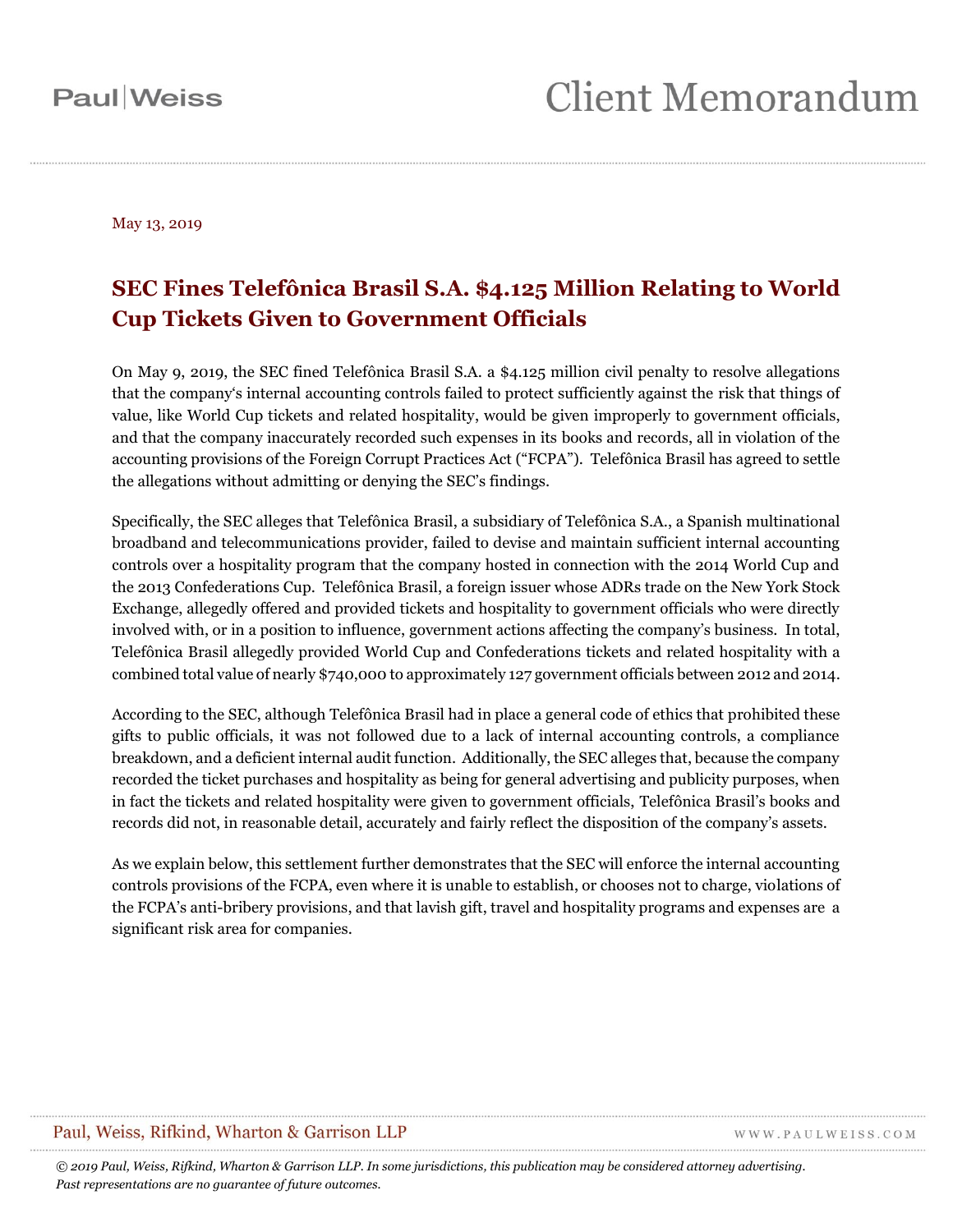Paul|Weiss

# Client Memorandum

May 13, 2019

## SEC Fines Telefônica Brasil S.A. $4.125 Million Relating to World Cup Tickets Given to Government Officials

On May 9, 2019, the SEC fined Telefônica Brasil S.A. a $4.125 million civil penalty to resolve allegations that the company's internal accounting controls failed to protect sufficiently against the risk that things of value, like World Cup tickets and related hospitality, would be given improperly to government officials, and that the company inaccurately recorded such expenses in its books and records, all in violation of the accounting provisions of the Foreign Corrupt Practices Act ("FCPA"). Telefônica Brasil has agreed to settle the allegations without admitting or denying the SEC's findings.

Specifically, the SEC alleges that Telefônica Brasil, a subsidiary of Telefônica S.A., a Spanish multinational broadband and telecommunications provider, failed to devise and maintain sufficient internal accounting controls over a hospitality program that the company hosted in connection with the 2014 World Cup and the 2013 Confederations Cup. Telefônica Brasil, a foreign issuer whose ADRs trade on the New York Stock Exchange, allegedly offered and provided tickets and hospitality to government officials who were directly involved with, or in a position to influence, government actions affecting the company's business. In total, Telefônica Brasil allegedly provided World Cup and Confederations tickets and related hospitality with a combined total value of nearly $740,000 to approximately 127 government officials between 2012 and 2014.

According to the SEC, although Telefônica Brasil had in place a general code of ethics that prohibited these gifts to public officials, it was not followed due to a lack of internal accounting controls, a compliance breakdown, and a deficient internal audit function. Additionally, the SEC alleges that, because the company recorded the ticket purchases and hospitality as being for general advertising and publicity purposes, when in fact the tickets and related hospitality were given to government officials, Telefônica Brasil's books and records did not, in reasonable detail, accurately and fairly reflect the disposition of the company's assets.

As we explain below, this settlement further demonstrates that the SEC will enforce the internal accounting controls provisions of the FCPA, even where it is unable to establish, or chooses not to charge, violations of the FCPA's anti-bribery provisions, and that lavish gift, travel and hospitality programs and expenses are a significant risk area for companies.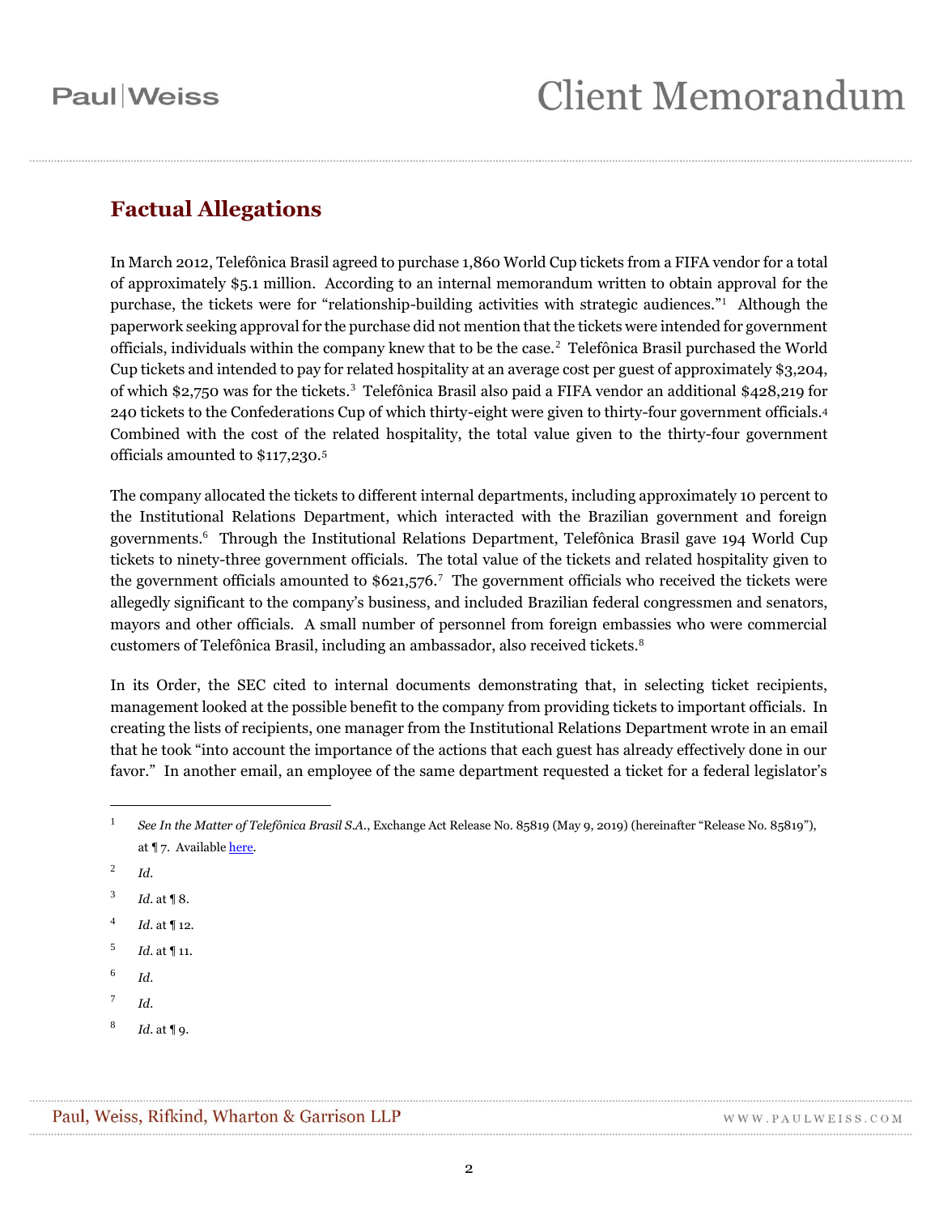## Factual Allegations

In March 2012, Telefônica Brasil agreed to purchase 1,860 World Cup tickets from a FIFA vendor for a total of approximately $5.1 million. According to an internal memorandum written to obtain approval for the purchase, the tickets were for "relationship-building activities with strategic audiences."[1] Although the paperwork seeking approval for the purchase did not mention that the tickets were intended for government officials, individuals within the company knew that to be the case.[2] Telefônica Brasil purchased the World Cup tickets and intended to pay for related hospitality at an average cost per guest of approximately $3,204, of which $2,750 was for the tickets.[3] Telefônica Brasil also paid a FIFA vendor an additional $428,219 for 240 tickets to the Confederations Cup of which thirty-eight were given to thirty-four government officials.[4] Combined with the cost of the related hospitality, the total value given to the thirty-four government officials amounted to $117,230.[5]

The company allocated the tickets to different internal departments, including approximately 10 percent to the Institutional Relations Department, which interacted with the Brazilian government and foreign governments.[6] Through the Institutional Relations Department, Telefônica Brasil gave 194 World Cup tickets to ninety-three government officials. The total value of the tickets and related hospitality given to the government officials amounted to $621,576.[7] The government officials who received the tickets were allegedly significant to the company's business, and included Brazilian federal congressmen and senators, mayors and other officials. A small number of personnel from foreign embassies who were commercial customers of Telefônica Brasil, including an ambassador, also received tickets.[8]

In its Order, the SEC cited to internal documents demonstrating that, in selecting ticket recipients, management looked at the possible benefit to the company from providing tickets to important officials. In creating the lists of recipients, one manager from the Institutional Relations Department wrote in an email that he took "into account the importance of the actions that each guest has already effectively done in our favor." In another email, an employee of the same department requested a ticket for a federal legislator's

---

[1] *See In the Matter of Telefônica Brasil S.A.*, Exchange Act Release No. 85819 (May 9, 2019) (hereinafter "Release No. 85819"), at ¶ 7. Available here.

[2] *Id.*

[3] *Id.* at ¶ 8.

[4] *Id.* at ¶ 12.

[5] *Id.* at ¶ 11.

[6] *Id.*

[7] *Id.*

[8] *Id.* at ¶ 9.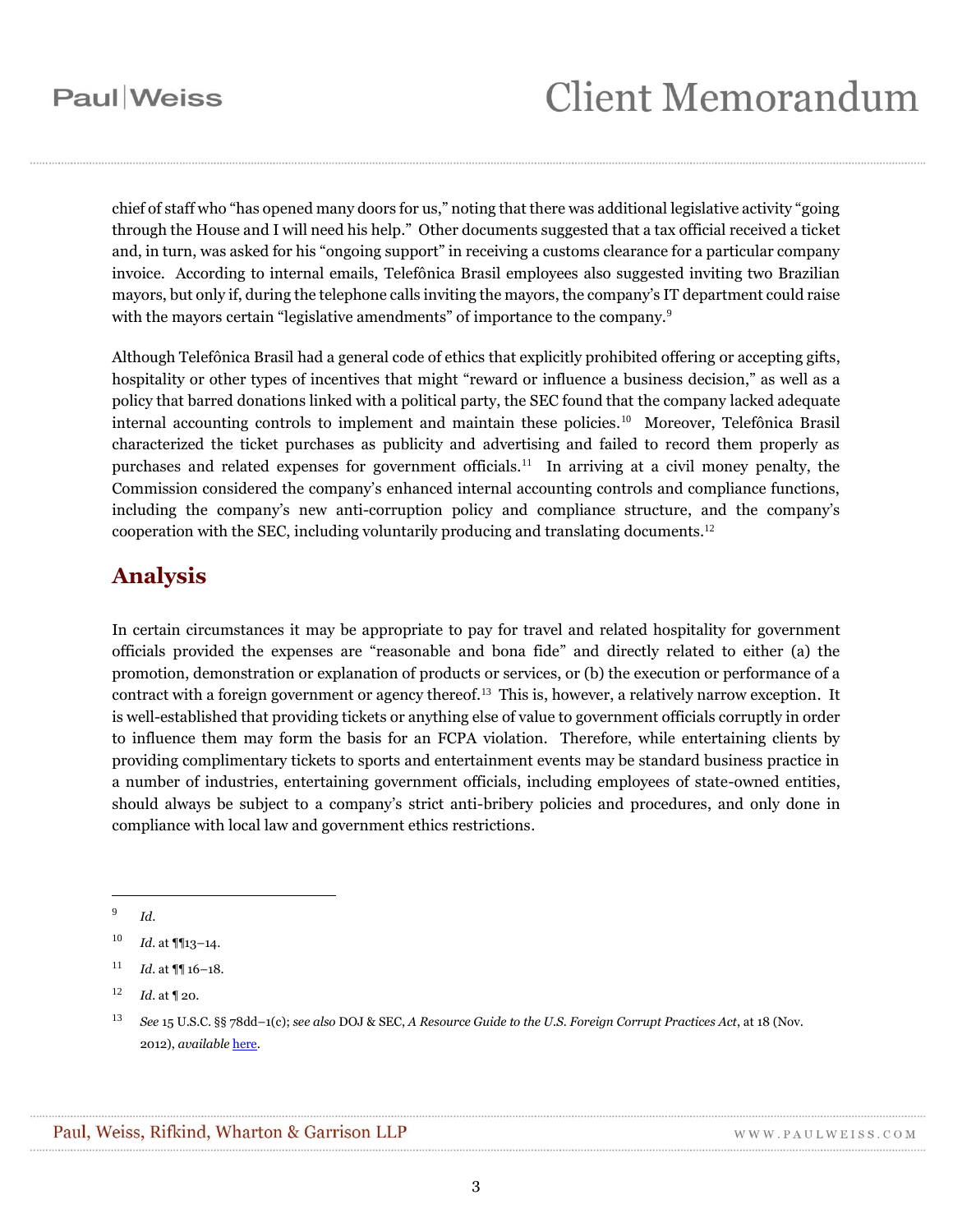chief of staff who "has opened many doors for us," noting that there was additional legislative activity "going through the House and I will need his help." Other documents suggested that a tax official received a ticket and, in turn, was asked for his "ongoing support" in receiving a customs clearance for a particular company invoice. According to internal emails, Telefônica Brasil employees also suggested inviting two Brazilian mayors, but only if, during the telephone calls inviting the mayors, the company's IT department could raise with the mayors certain "legislative amendments" of importance to the company.[9]

Although Telefônica Brasil had a general code of ethics that explicitly prohibited offering or accepting gifts, hospitality or other types of incentives that might "reward or influence a business decision," as well as a policy that barred donations linked with a political party, the SEC found that the company lacked adequate internal accounting controls to implement and maintain these policies.[10] Moreover, Telefônica Brasil characterized the ticket purchases as publicity and advertising and failed to record them properly as purchases and related expenses for government officials.[11] In arriving at a civil money penalty, the Commission considered the company's enhanced internal accounting controls and compliance functions, including the company's new anti-corruption policy and compliance structure, and the company's cooperation with the SEC, including voluntarily producing and translating documents.[12]

## Analysis

In certain circumstances it may be appropriate to pay for travel and related hospitality for government officials provided the expenses are "reasonable and bona fide" and directly related to either (a) the promotion, demonstration or explanation of products or services, or (b) the execution or performance of a contract with a foreign government or agency thereof.[13] This is, however, a relatively narrow exception. It is well-established that providing tickets or anything else of value to government officials corruptly in order to influence them may form the basis for an FCPA violation. Therefore, while entertaining clients by providing complimentary tickets to sports and entertainment events may be standard business practice in a number of industries, entertaining government officials, including employees of state-owned entities, should always be subject to a company's strict anti-bribery policies and procedures, and only done in compliance with local law and government ethics restrictions.

---

[9] *Id.*

[10] *Id.* at ¶¶13–14.

[11] *Id.* at ¶¶ 16–18.

[12] *Id.* at ¶ 20.

[13] *See* 15 U.S.C. §§ 78dd–1(c); *see also* DOJ & SEC, *A Resource Guide to the U.S. Foreign Corrupt Practices Act*, at 18 (Nov. 2012), *available* here.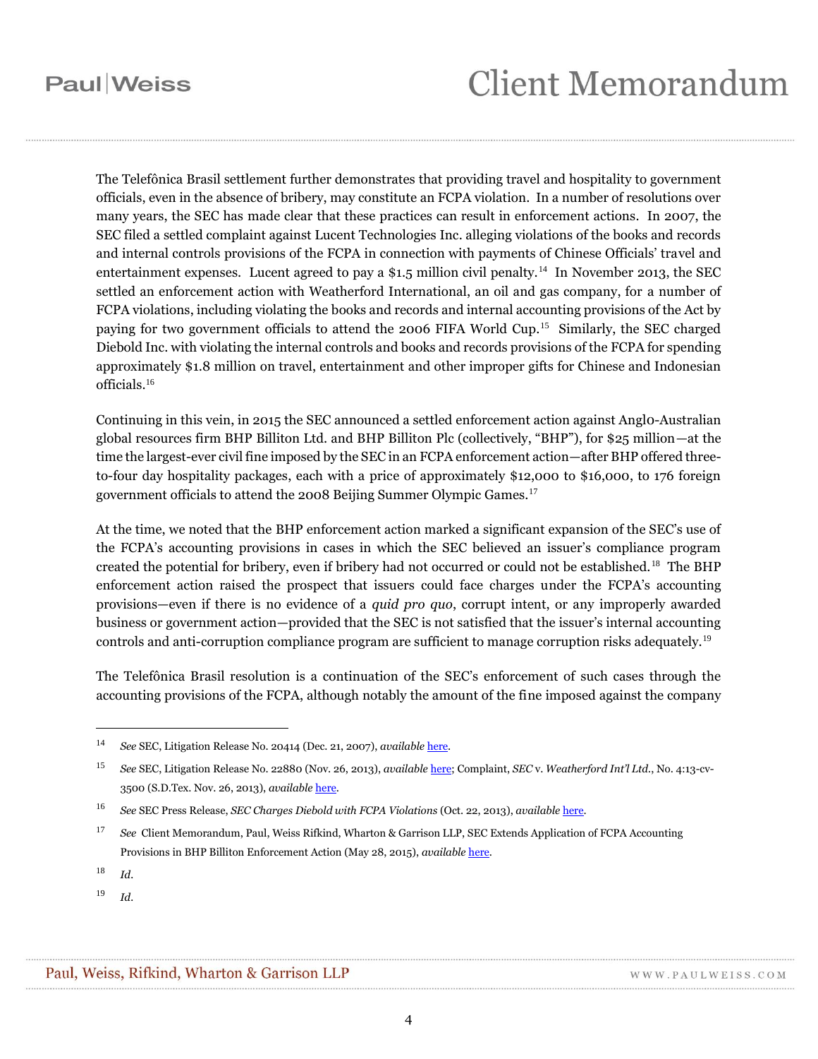The Telefônica Brasil settlement further demonstrates that providing travel and hospitality to government officials, even in the absence of bribery, may constitute an FCPA violation. In a number of resolutions over many years, the SEC has made clear that these practices can result in enforcement actions. In 2007, the SEC filed a settled complaint against Lucent Technologies Inc. alleging violations of the books and records and internal controls provisions of the FCPA in connection with payments of Chinese Officials' travel and entertainment expenses. Lucent agreed to pay a $1.5 million civil penalty.[14] In November 2013, the SEC settled an enforcement action with Weatherford International, an oil and gas company, for a number of FCPA violations, including violating the books and records and internal accounting provisions of the Act by paying for two government officials to attend the 2006 FIFA World Cup.[15] Similarly, the SEC charged Diebold Inc. with violating the internal controls and books and records provisions of the FCPA for spending approximately $1.8 million on travel, entertainment and other improper gifts for Chinese and Indonesian officials.[16]

Continuing in this vein, in 2015 the SEC announced a settled enforcement action against Anglo-Australian global resources firm BHP Billiton Ltd. and BHP Billiton Plc (collectively, "BHP"), for $25 million—at the time the largest-ever civil fine imposed by the SEC in an FCPA enforcement action—after BHP offered three-to-four day hospitality packages, each with a price of approximately $12,000 to $16,000, to 176 foreign government officials to attend the 2008 Beijing Summer Olympic Games.[17]

At the time, we noted that the BHP enforcement action marked a significant expansion of the SEC's use of the FCPA's accounting provisions in cases in which the SEC believed an issuer's compliance program created the potential for bribery, even if bribery had not occurred or could not be established.[18] The BHP enforcement action raised the prospect that issuers could face charges under the FCPA's accounting provisions—even if there is no evidence of a *quid pro quo*, corrupt intent, or any improperly awarded business or government action—provided that the SEC is not satisfied that the issuer's internal accounting controls and anti-corruption compliance program are sufficient to manage corruption risks adequately.[19]

The Telefônica Brasil resolution is a continuation of the SEC's enforcement of such cases through the accounting provisions of the FCPA, although notably the amount of the fine imposed against the company

---

[14] *See* SEC, Litigation Release No. 20414 (Dec. 21, 2007), *available* here.

[15] *See* SEC, Litigation Release No. 22880 (Nov. 26, 2013), *available* here; Complaint, *SEC* v. *Weatherford Int'l Ltd.*, No. 4:13-cv-3500 (S.D.Tex. Nov. 26, 2013), *available* here.

[16] *See* SEC Press Release, *SEC Charges Diebold with FCPA Violations* (Oct. 22, 2013), *available* here.

[17] *See* Client Memorandum, Paul, Weiss Rifkind, Wharton & Garrison LLP, SEC Extends Application of FCPA Accounting Provisions in BHP Billiton Enforcement Action (May 28, 2015), *available* here.

[18] *Id.*

[19] *Id.*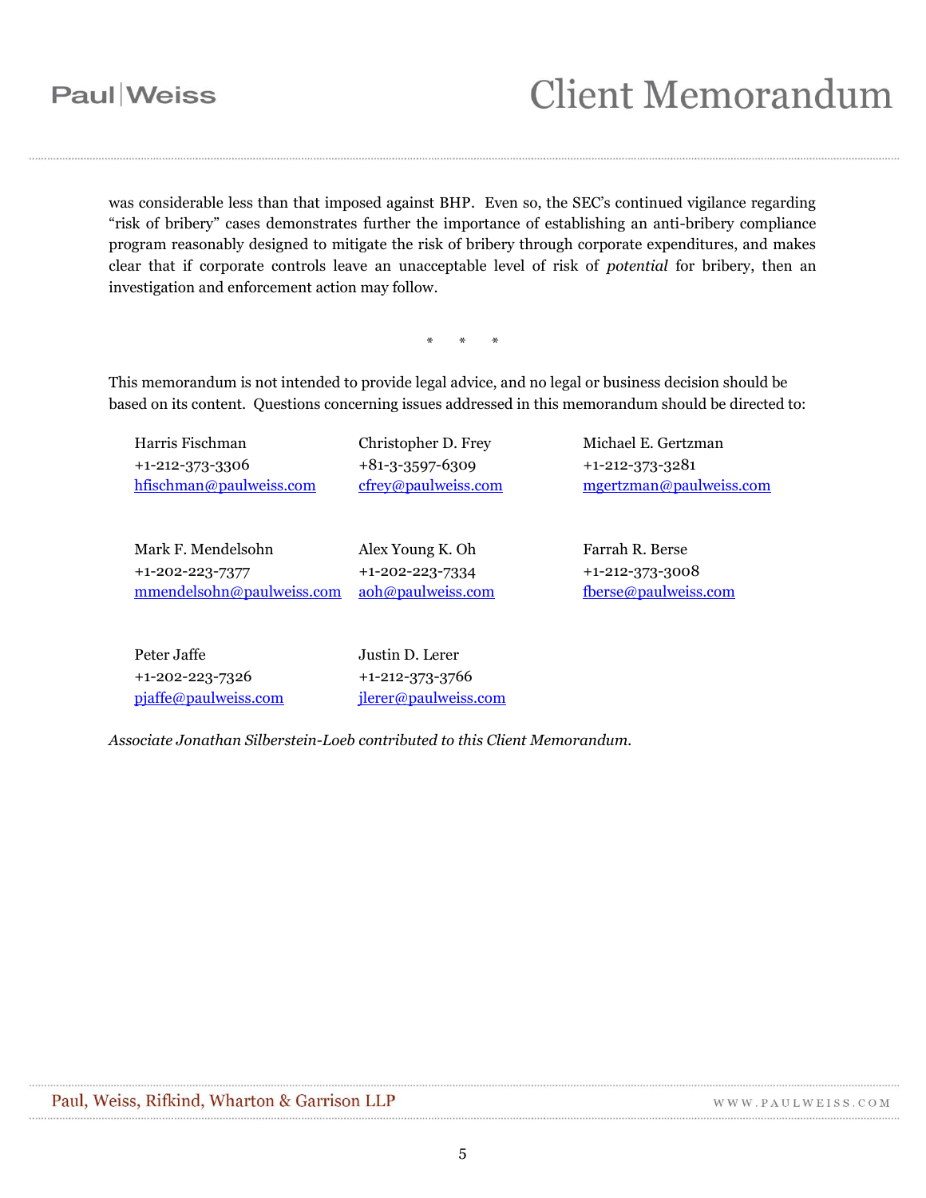was considerable less than that imposed against BHP. Even so, the SEC's continued vigilance regarding "risk of bribery" cases demonstrates further the importance of establishing an anti-bribery compliance program reasonably designed to mitigate the risk of bribery through corporate expenditures, and makes clear that if corporate controls leave an unacceptable level of risk of *potential* for bribery, then an investigation and enforcement action may follow.

\* \* \*

This memorandum is not intended to provide legal advice, and no legal or business decision should be based on its content. Questions concerning issues addressed in this memorandum should be directed to:

Harris Fischman
+1-212-373-3306
hfischman@paulweiss.com

Christopher D. Frey
+81-3-3597-6309
cfrey@paulweiss.com

Michael E. Gertzman
+1-212-373-3281
mgertzman@paulweiss.com

Mark F. Mendelsohn
+1-202-223-7377
mmendelsohn@paulweiss.com

Alex Young K. Oh
+1-202-223-7334
aoh@paulweiss.com

Farrah R. Berse
+1-212-373-3008
fberse@paulweiss.com

Peter Jaffe
+1-202-223-7326
pjaffe@paulweiss.com

Justin D. Lerer
+1-212-373-3766
jlerer@paulweiss.com

*Associate Jonathan Silberstein-Loeb contributed to this Client Memorandum.*